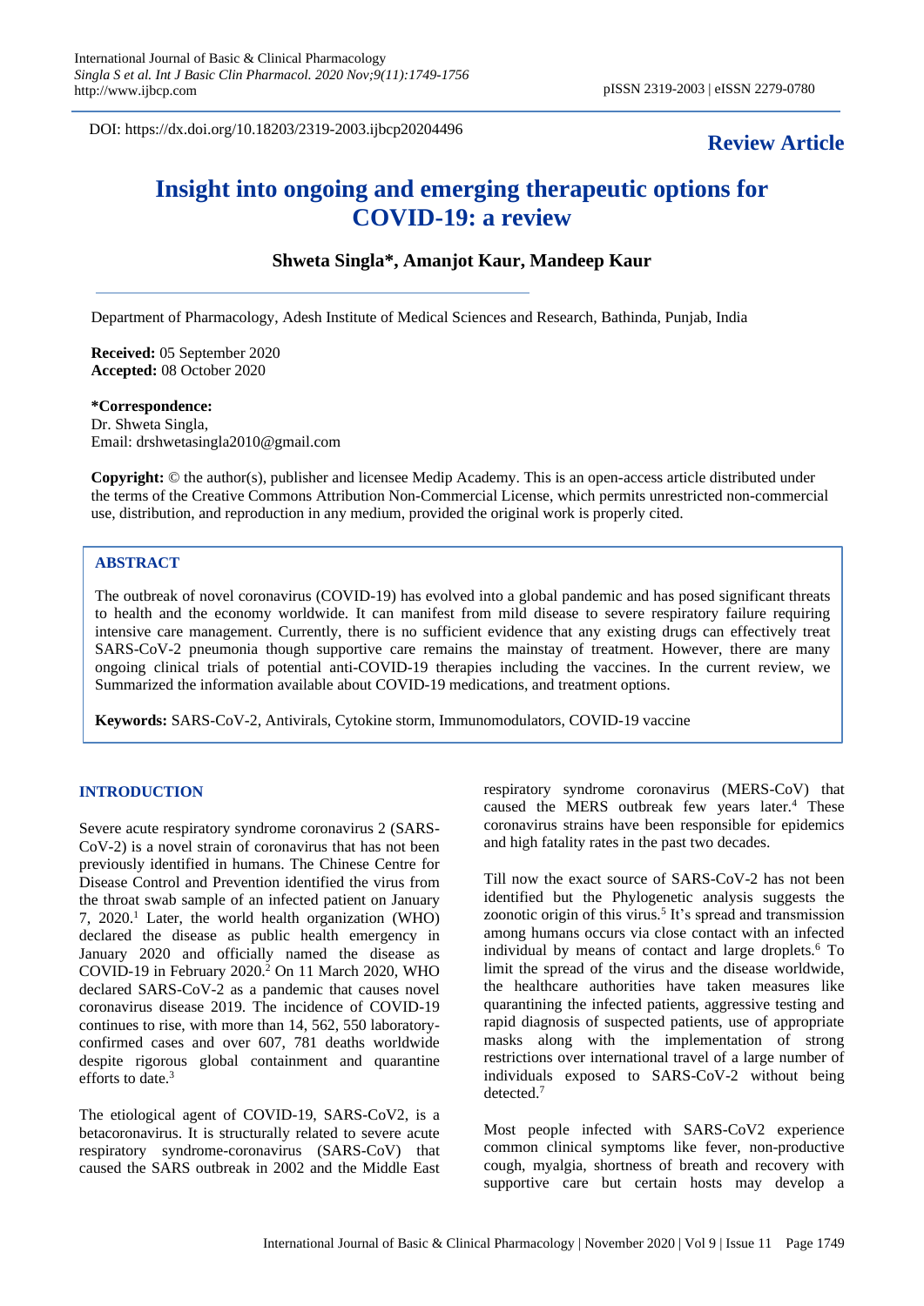DOI: https://dx.doi.org/10.18203/2319-2003.ijbcp20204496

**Review Article**

# Insight into ongoing and emerging therapeutic options for COVID-19: a review

**Shweta Singla*, Amanjot Kaur, Mandeep Kaur**

Department of Pharmacology, Adesh Institute of Medical Sciences and Research, Bathinda, Punjab, India

**Received:** 05 September 2020
**Accepted:** 08 October 2020

***Correspondence:**
Dr. Shweta Singla,
Email: drshwetasingla2010@gmail.com

**Copyright:** © the author(s), publisher and licensee Medip Academy. This is an open-access article distributed under the terms of the Creative Commons Attribution Non-Commercial License, which permits unrestricted non-commercial use, distribution, and reproduction in any medium, provided the original work is properly cited.

## ABSTRACT

The outbreak of novel coronavirus (COVID-19) has evolved into a global pandemic and has posed significant threats to health and the economy worldwide. It can manifest from mild disease to severe respiratory failure requiring intensive care management. Currently, there is no sufficient evidence that any existing drugs can effectively treat SARS-CoV-2 pneumonia though supportive care remains the mainstay of treatment. However, there are many ongoing clinical trials of potential anti-COVID-19 therapies including the vaccines. In the current review, we Summarized the information available about COVID-19 medications, and treatment options.

**Keywords:** SARS-CoV-2, Antivirals, Cytokine storm, Immunomodulators, COVID-19 vaccine

## INTRODUCTION

Severe acute respiratory syndrome coronavirus 2 (SARS-CoV-2) is a novel strain of coronavirus that has not been previously identified in humans. The Chinese Centre for Disease Control and Prevention identified the virus from the throat swab sample of an infected patient on January 7, 2020.[1] Later, the world health organization (WHO) declared the disease as public health emergency in January 2020 and officially named the disease as COVID-19 in February 2020.[2] On 11 March 2020, WHO declared SARS-CoV-2 as a pandemic that causes novel coronavirus disease 2019. The incidence of COVID-19 continues to rise, with more than 14, 562, 550 laboratory-confirmed cases and over 607, 781 deaths worldwide despite rigorous global containment and quarantine efforts to date.[3]

The etiological agent of COVID-19, SARS-CoV2, is a betacoronavirus. It is structurally related to severe acute respiratory syndrome-coronavirus (SARS-CoV) that caused the SARS outbreak in 2002 and the Middle East respiratory syndrome coronavirus (MERS-CoV) that caused the MERS outbreak few years later.[4] These coronavirus strains have been responsible for epidemics and high fatality rates in the past two decades.

Till now the exact source of SARS-CoV-2 has not been identified but the Phylogenetic analysis suggests the zoonotic origin of this virus.[5] It's spread and transmission among humans occurs via close contact with an infected individual by means of contact and large droplets.[6] To limit the spread of the virus and the disease worldwide, the healthcare authorities have taken measures like quarantining the infected patients, aggressive testing and rapid diagnosis of suspected patients, use of appropriate masks along with the implementation of strong restrictions over international travel of a large number of individuals exposed to SARS-CoV-2 without being detected.[7]

Most people infected with SARS-CoV2 experience common clinical symptoms like fever, non-productive cough, myalgia, shortness of breath and recovery with supportive care but certain hosts may develop a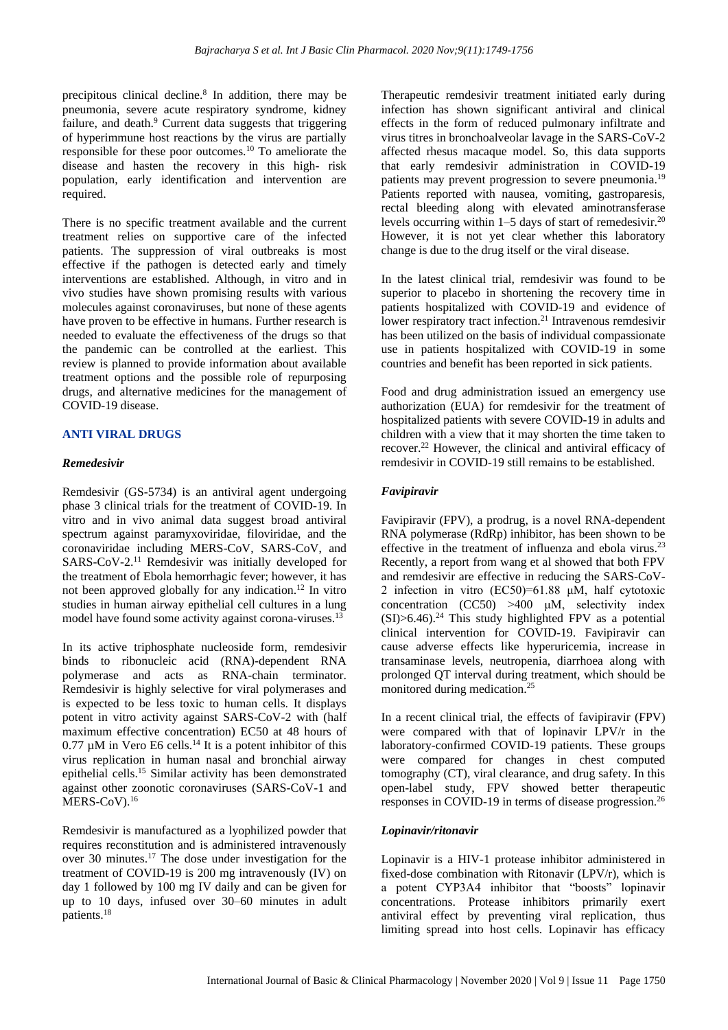precipitous clinical decline.[8] In addition, there may be pneumonia, severe acute respiratory syndrome, kidney failure, and death.[9] Current data suggests that triggering of hyperimmune host reactions by the virus are partially responsible for these poor outcomes.[10] To ameliorate the disease and hasten the recovery in this high- risk population, early identification and intervention are required.

There is no specific treatment available and the current treatment relies on supportive care of the infected patients. The suppression of viral outbreaks is most effective if the pathogen is detected early and timely interventions are established. Although, in vitro and in vivo studies have shown promising results with various molecules against coronaviruses, but none of these agents have proven to be effective in humans. Further research is needed to evaluate the effectiveness of the drugs so that the pandemic can be controlled at the earliest. This review is planned to provide information about available treatment options and the possible role of repurposing drugs, and alternative medicines for the management of COVID-19 disease.

## ANTI VIRAL DRUGS

### *Remedesivir*

Remdesivir (GS-5734) is an antiviral agent undergoing phase 3 clinical trials for the treatment of COVID-19. In vitro and in vivo animal data suggest broad antiviral spectrum against paramyxoviridae, filoviridae, and the coronaviridae including MERS-CoV, SARS-CoV, and SARS-CoV-2.[11] Remdesivir was initially developed for the treatment of Ebola hemorrhagic fever; however, it has not been approved globally for any indication.[12] In vitro studies in human airway epithelial cell cultures in a lung model have found some activity against corona-viruses.[13]

In its active triphosphate nucleoside form, remdesivir binds to ribonucleic acid (RNA)-dependent RNA polymerase and acts as RNA-chain terminator. Remdesivir is highly selective for viral polymerases and is expected to be less toxic to human cells. It displays potent in vitro activity against SARS-CoV-2 with (half maximum effective concentration) EC50 at 48 hours of 0.77 µM in Vero E6 cells.[14] It is a potent inhibitor of this virus replication in human nasal and bronchial airway epithelial cells.[15] Similar activity has been demonstrated against other zoonotic coronaviruses (SARS-CoV-1 and MERS-CoV).[16]

Remdesivir is manufactured as a lyophilized powder that requires reconstitution and is administered intravenously over 30 minutes.[17] The dose under investigation for the treatment of COVID-19 is 200 mg intravenously (IV) on day 1 followed by 100 mg IV daily and can be given for up to 10 days, infused over 30–60 minutes in adult patients.[18]

Therapeutic remdesivir treatment initiated early during infection has shown significant antiviral and clinical effects in the form of reduced pulmonary infiltrate and virus titres in bronchoalveolar lavage in the SARS-CoV-2 affected rhesus macaque model. So, this data supports that early remdesivir administration in COVID-19 patients may prevent progression to severe pneumonia.[19] Patients reported with nausea, vomiting, gastroparesis, rectal bleeding along with elevated aminotransferase levels occurring within 1–5 days of start of remedesivir.[20] However, it is not yet clear whether this laboratory change is due to the drug itself or the viral disease.

In the latest clinical trial, remdesivir was found to be superior to placebo in shortening the recovery time in patients hospitalized with COVID-19 and evidence of lower respiratory tract infection.[21] Intravenous remdesivir has been utilized on the basis of individual compassionate use in patients hospitalized with COVID-19 in some countries and benefit has been reported in sick patients.

Food and drug administration issued an emergency use authorization (EUA) for remdesivir for the treatment of hospitalized patients with severe COVID-19 in adults and children with a view that it may shorten the time taken to recover.[22] However, the clinical and antiviral efficacy of remdesivir in COVID-19 still remains to be established.

### *Favipiravir*

Favipiravir (FPV), a prodrug, is a novel RNA-dependent RNA polymerase (RdRp) inhibitor, has been shown to be effective in the treatment of influenza and ebola virus.[23] Recently, a report from wang et al showed that both FPV and remdesivir are effective in reducing the SARS-CoV-2 infection in vitro (EC50)=61.88 µM, half cytotoxic concentration (CC50) >400 µM, selectivity index (SI)>6.46).[24] This study highlighted FPV as a potential clinical intervention for COVID-19. Favipiravir can cause adverse effects like hyperuricemia, increase in transaminase levels, neutropenia, diarrhoea along with prolonged QT interval during treatment, which should be monitored during medication.[25]

In a recent clinical trial, the effects of favipiravir (FPV) were compared with that of lopinavir LPV/r in the laboratory-confirmed COVID-19 patients. These groups were compared for changes in chest computed tomography (CT), viral clearance, and drug safety. In this open-label study, FPV showed better therapeutic responses in COVID-19 in terms of disease progression.[26]

### *Lopinavir/ritonavir*

Lopinavir is a HIV-1 protease inhibitor administered in fixed-dose combination with Ritonavir (LPV/r), which is a potent CYP3A4 inhibitor that "boosts" lopinavir concentrations. Protease inhibitors primarily exert antiviral effect by preventing viral replication, thus limiting spread into host cells. Lopinavir has efficacy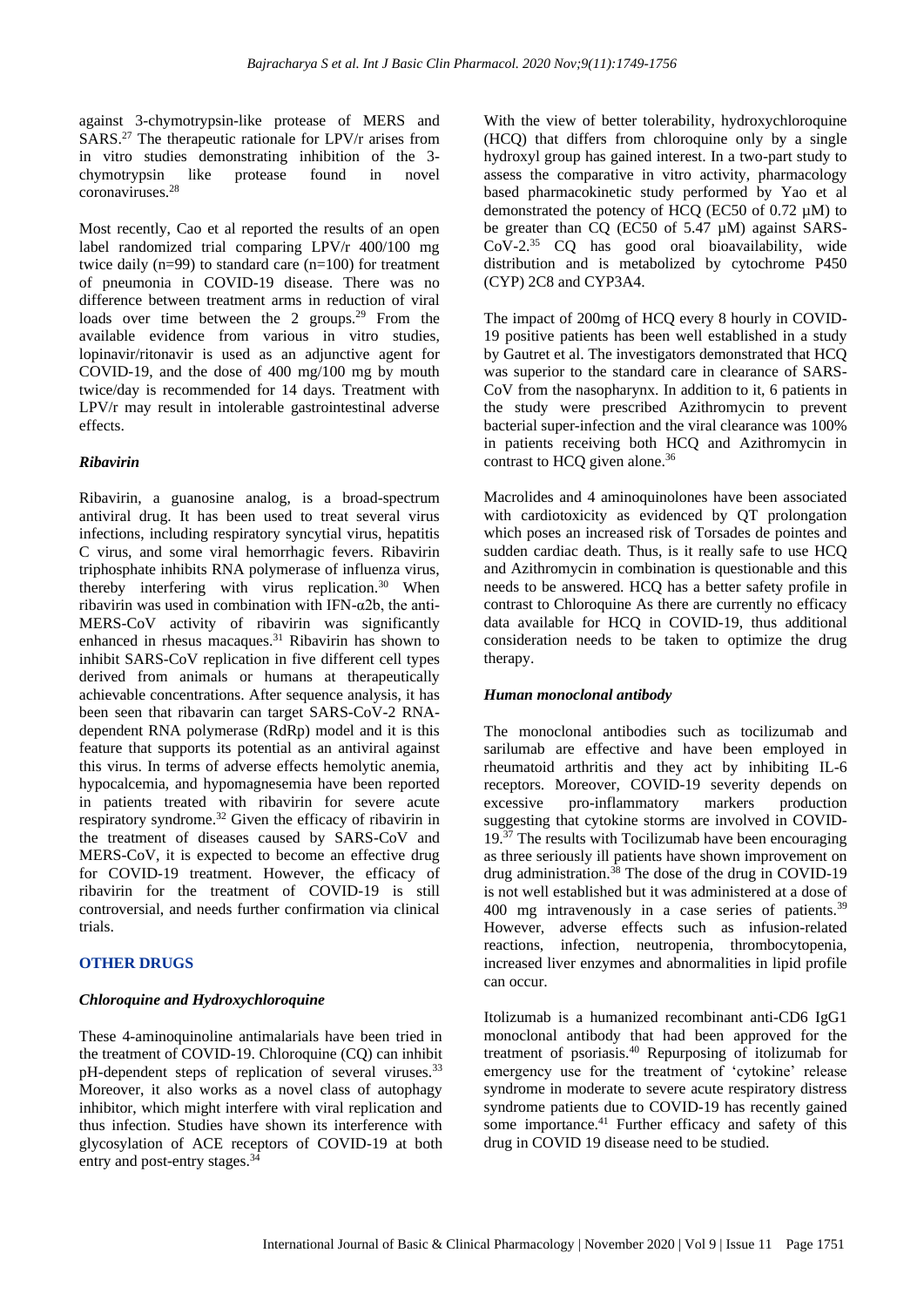against 3-chymotrypsin-like protease of MERS and SARS.[27] The therapeutic rationale for LPV/r arises from in vitro studies demonstrating inhibition of the 3-chymotrypsin like protease found in novel coronaviruses.[28]

Most recently, Cao et al reported the results of an open label randomized trial comparing LPV/r 400/100 mg twice daily (n=99) to standard care (n=100) for treatment of pneumonia in COVID-19 disease. There was no difference between treatment arms in reduction of viral loads over time between the 2 groups.[29] From the available evidence from various in vitro studies, lopinavir/ritonavir is used as an adjunctive agent for COVID-19, and the dose of 400 mg/100 mg by mouth twice/day is recommended for 14 days. Treatment with LPV/r may result in intolerable gastrointestinal adverse effects.

### *Ribavirin*

Ribavirin, a guanosine analog, is a broad-spectrum antiviral drug. It has been used to treat several virus infections, including respiratory syncytial virus, hepatitis C virus, and some viral hemorrhagic fevers. Ribavirin triphosphate inhibits RNA polymerase of influenza virus, thereby interfering with virus replication.[30] When ribavirin was used in combination with IFN-α2b, the anti-MERS-CoV activity of ribavirin was significantly enhanced in rhesus macaques.[31] Ribavirin has shown to inhibit SARS-CoV replication in five different cell types derived from animals or humans at therapeutically achievable concentrations. After sequence analysis, it has been seen that ribavarin can target SARS-CoV-2 RNA-dependent RNA polymerase (RdRp) model and it is this feature that supports its potential as an antiviral against this virus. In terms of adverse effects hemolytic anemia, hypocalcemia, and hypomagnesemia have been reported in patients treated with ribavirin for severe acute respiratory syndrome.[32] Given the efficacy of ribavirin in the treatment of diseases caused by SARS-CoV and MERS-CoV, it is expected to become an effective drug for COVID-19 treatment. However, the efficacy of ribavirin for the treatment of COVID-19 is still controversial, and needs further confirmation via clinical trials.

## OTHER DRUGS

### *Chloroquine and Hydroxychloroquine*

These 4-aminoquinoline antimalarials have been tried in the treatment of COVID-19. Chloroquine (CQ) can inhibit pH-dependent steps of replication of several viruses.[33] Moreover, it also works as a novel class of autophagy inhibitor, which might interfere with viral replication and thus infection. Studies have shown its interference with glycosylation of ACE receptors of COVID-19 at both entry and post-entry stages.[34]

With the view of better tolerability, hydroxychloroquine (HCQ) that differs from chloroquine only by a single hydroxyl group has gained interest. In a two-part study to assess the comparative in vitro activity, pharmacology based pharmacokinetic study performed by Yao et al demonstrated the potency of HCQ (EC50 of 0.72 μM) to be greater than CQ (EC50 of 5.47 μM) against SARS-CoV-2.[35] CQ has good oral bioavailability, wide distribution and is metabolized by cytochrome P450 (CYP) 2C8 and CYP3A4.

The impact of 200mg of HCQ every 8 hourly in COVID-19 positive patients has been well established in a study by Gautret et al. The investigators demonstrated that HCQ was superior to the standard care in clearance of SARS-CoV from the nasopharynx. In addition to it, 6 patients in the study were prescribed Azithromycin to prevent bacterial super-infection and the viral clearance was 100% in patients receiving both HCQ and Azithromycin in contrast to HCQ given alone.[36]

Macrolides and 4 aminoquinolones have been associated with cardiotoxicity as evidenced by QT prolongation which poses an increased risk of Torsades de pointes and sudden cardiac death. Thus, is it really safe to use HCQ and Azithromycin in combination is questionable and this needs to be answered. HCQ has a better safety profile in contrast to Chloroquine As there are currently no efficacy data available for HCQ in COVID-19, thus additional consideration needs to be taken to optimize the drug therapy.

### *Human monoclonal antibody*

The monoclonal antibodies such as tocilizumab and sarilumab are effective and have been employed in rheumatoid arthritis and they act by inhibiting IL-6 receptors. Moreover, COVID-19 severity depends on excessive pro-inflammatory markers production suggesting that cytokine storms are involved in COVID-19.[37] The results with Tocilizumab have been encouraging as three seriously ill patients have shown improvement on drug administration.[38] The dose of the drug in COVID-19 is not well established but it was administered at a dose of 400 mg intravenously in a case series of patients.[39] However, adverse effects such as infusion-related reactions, infection, neutropenia, thrombocytopenia, increased liver enzymes and abnormalities in lipid profile can occur.

Itolizumab is a humanized recombinant anti-CD6 IgG1 monoclonal antibody that had been approved for the treatment of psoriasis.[40] Repurposing of itolizumab for emergency use for the treatment of 'cytokine' release syndrome in moderate to severe acute respiratory distress syndrome patients due to COVID-19 has recently gained some importance.[41] Further efficacy and safety of this drug in COVID 19 disease need to be studied.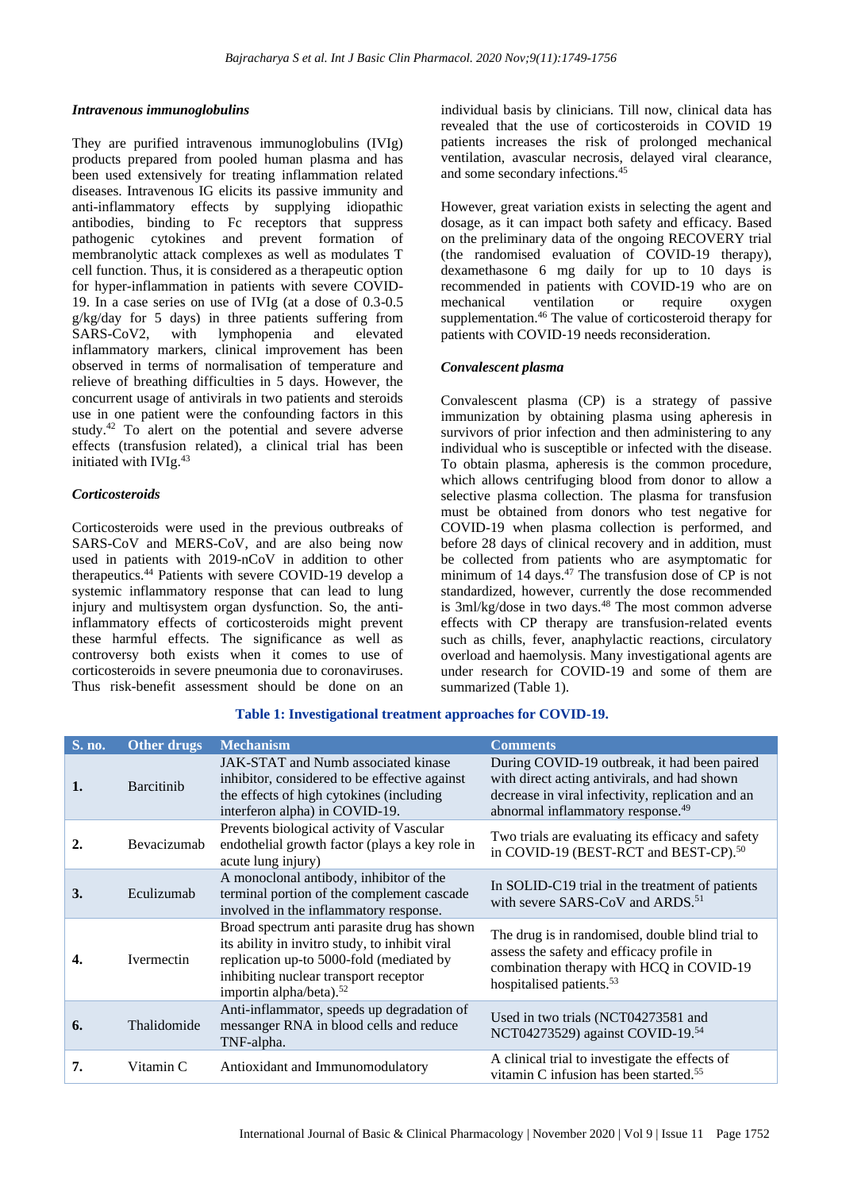### Intravenous immunoglobulins

They are purified intravenous immunoglobulins (IVIg) products prepared from pooled human plasma and has been used extensively for treating inflammation related diseases. Intravenous IG elicits its passive immunity and anti-inflammatory effects by supplying idiopathic antibodies, binding to Fc receptors that suppress pathogenic cytokines and prevent formation of membranolytic attack complexes as well as modulates T cell function. Thus, it is considered as a therapeutic option for hyper-inflammation in patients with severe COVID-19. In a case series on use of IVIg (at a dose of 0.3-0.5 g/kg/day for 5 days) in three patients suffering from SARS-CoV2, with lymphopenia and elevated inflammatory markers, clinical improvement has been observed in terms of normalisation of temperature and relieve of breathing difficulties in 5 days. However, the concurrent usage of antivirals in two patients and steroids use in one patient were the confounding factors in this study.[42] To alert on the potential and severe adverse effects (transfusion related), a clinical trial has been initiated with IVIg.[43]

### Corticosteroids

Corticosteroids were used in the previous outbreaks of SARS-CoV and MERS-CoV, and are also being now used in patients with 2019-nCoV in addition to other therapeutics.[44] Patients with severe COVID-19 develop a systemic inflammatory response that can lead to lung injury and multisystem organ dysfunction. So, the anti-inflammatory effects of corticosteroids might prevent these harmful effects. The significance as well as controversy both exists when it comes to use of corticosteroids in severe pneumonia due to coronaviruses. Thus risk-benefit assessment should be done on an individual basis by clinicians. Till now, clinical data has revealed that the use of corticosteroids in COVID 19 patients increases the risk of prolonged mechanical ventilation, avascular necrosis, delayed viral clearance, and some secondary infections.[45]

However, great variation exists in selecting the agent and dosage, as it can impact both safety and efficacy. Based on the preliminary data of the ongoing RECOVERY trial (the randomised evaluation of COVID-19 therapy), dexamethasone 6 mg daily for up to 10 days is recommended in patients with COVID-19 who are on mechanical ventilation or require oxygen supplementation.[46] The value of corticosteroid therapy for patients with COVID-19 needs reconsideration.

### Convalescent plasma

Convalescent plasma (CP) is a strategy of passive immunization by obtaining plasma using apheresis in survivors of prior infection and then administering to any individual who is susceptible or infected with the disease. To obtain plasma, apheresis is the common procedure, which allows centrifuging blood from donor to allow a selective plasma collection. The plasma for transfusion must be obtained from donors who test negative for COVID-19 when plasma collection is performed, and before 28 days of clinical recovery and in addition, must be collected from patients who are asymptomatic for minimum of 14 days.[47] The transfusion dose of CP is not standardized, however, currently the dose recommended is 3ml/kg/dose in two days.[48] The most common adverse effects with CP therapy are transfusion-related events such as chills, fever, anaphylactic reactions, circulatory overload and haemolysis. Many investigational agents are under research for COVID-19 and some of them are summarized (Table 1).

**Table 1: Investigational treatment approaches for COVID-19.**

| S. no. | Other drugs | Mechanism | Comments |
|---|---|---|---|
| **1.** | Barcitinib | JAK-STAT and Numb associated kinase inhibitor, considered to be effective against the effects of high cytokines (including interferon alpha) in COVID-19. | During COVID-19 outbreak, it had been paired with direct acting antivirals, and had shown decrease in viral infectivity, replication and an abnormal inflammatory response.[49] |
| **2.** | Bevacizumab | Prevents biological activity of Vascular endothelial growth factor (plays a key role in acute lung injury) | Two trials are evaluating its efficacy and safety in COVID-19 (BEST-RCT and BEST-CP).[50] |
| **3.** | Eculizumab | A monoclonal antibody, inhibitor of the terminal portion of the complement cascade involved in the inflammatory response. | In SOLID-C19 trial in the treatment of patients with severe SARS-CoV and ARDS.[51] |
| **4.** | Ivermectin | Broad spectrum anti parasite drug has shown its ability in invitro study, to inhibit viral replication up-to 5000-fold (mediated by inhibiting nuclear transport receptor importin alpha/beta).[52] | The drug is in randomised, double blind trial to assess the safety and efficacy profile in combination therapy with HCQ in COVID-19 hospitalised patients.[53] |
| **6.** | Thalidomide | Anti-inflammator, speeds up degradation of messanger RNA in blood cells and reduce TNF-alpha. | Used in two trials (NCT04273581 and NCT04273529) against COVID-19.[54] |
| **7.** | Vitamin C | Antioxidant and Immunomodulatory | A clinical trial to investigate the effects of vitamin C infusion has been started.[55] |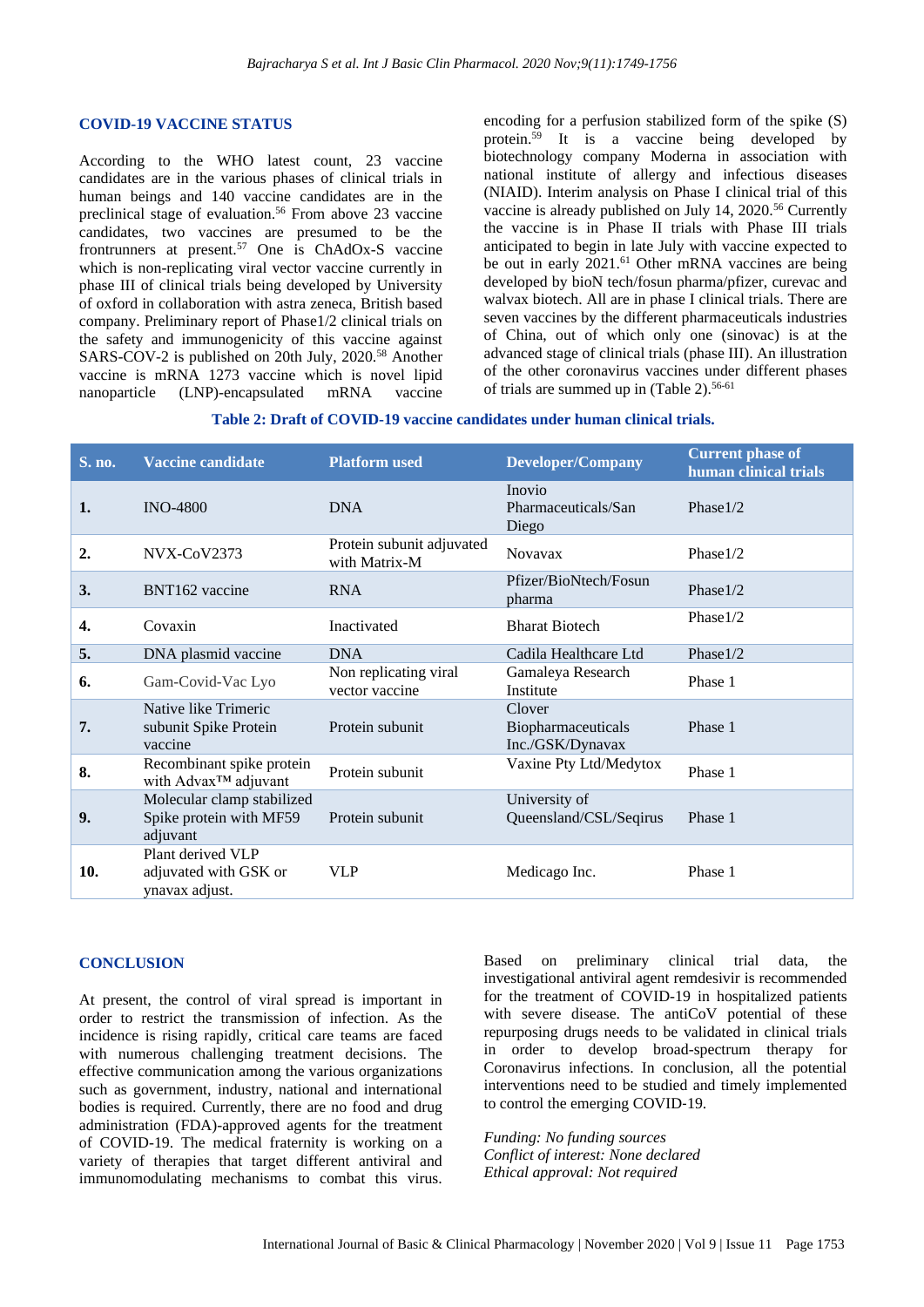## COVID-19 VACCINE STATUS

According to the WHO latest count, 23 vaccine candidates are in the various phases of clinical trials in human beings and 140 vaccine candidates are in the preclinical stage of evaluation.[56] From above 23 vaccine candidates, two vaccines are presumed to be the frontrunners at present.[57] One is ChAdOx-S vaccine which is non-replicating viral vector vaccine currently in phase III of clinical trials being developed by University of oxford in collaboration with astra zeneca, British based company. Preliminary report of Phase1/2 clinical trials on the safety and immunogenicity of this vaccine against SARS-COV-2 is published on 20th July, 2020.[58] Another vaccine is mRNA 1273 vaccine which is novel lipid nanoparticle (LNP)-encapsulated mRNA vaccine encoding for a perfusion stabilized form of the spike (S) protein.[59] It is a vaccine being developed by biotechnology company Moderna in association with national institute of allergy and infectious diseases (NIAID). Interim analysis on Phase I clinical trial of this vaccine is already published on July 14, 2020.[56] Currently the vaccine is in Phase II trials with Phase III trials anticipated to begin in late July with vaccine expected to be out in early 2021.[61] Other mRNA vaccines are being developed by bioN tech/fosun pharma/pfizer, curevac and walvax biotech. All are in phase I clinical trials. There are seven vaccines by the different pharmaceuticals industries of China, out of which only one (sinovac) is at the advanced stage of clinical trials (phase III). An illustration of the other coronavirus vaccines under different phases of trials are summed up in (Table 2).[56-61]

**Table 2: Draft of COVID-19 vaccine candidates under human clinical trials.**

| S. no. | Vaccine candidate | Platform used | Developer/Company | Current phase of human clinical trials |
|---|---|---|---|---|
| 1. | INO-4800 | DNA | Inovio Pharmaceuticals/San Diego | Phase1/2 |
| 2. | NVX-CoV2373 | Protein subunit adjuvated with Matrix-M | Novavax | Phase1/2 |
| 3. | BNT162 vaccine | RNA | Pfizer/BioNtech/Fosun pharma | Phase1/2 |
| 4. | Covaxin | Inactivated | Bharat Biotech | Phase1/2 |
| 5. | DNA plasmid vaccine | DNA | Cadila Healthcare Ltd | Phase1/2 |
| 6. | Gam-Covid-Vac Lyo | Non replicating viral vector vaccine | Gamaleya Research Institute | Phase 1 |
| 7. | Native like Trimeric subunit Spike Protein vaccine | Protein subunit | Clover Biopharmaceuticals Inc./GSK/Dynavax | Phase 1 |
| 8. | Recombinant spike protein with Advax™ adjuvant | Protein subunit | Vaxine Pty Ltd/Medytox | Phase 1 |
| 9. | Molecular clamp stabilized Spike protein with MF59 adjuvant | Protein subunit | University of Queensland/CSL/Seqirus | Phase 1 |
| 10. | Plant derived VLP adjuvated with GSK or ynavax adjust. | VLP | Medicago Inc. | Phase 1 |

## CONCLUSION

At present, the control of viral spread is important in order to restrict the transmission of infection. As the incidence is rising rapidly, critical care teams are faced with numerous challenging treatment decisions. The effective communication among the various organizations such as government, industry, national and international bodies is required. Currently, there are no food and drug administration (FDA)-approved agents for the treatment of COVID-19. The medical fraternity is working on a variety of therapies that target different antiviral and immunomodulating mechanisms to combat this virus. Based on preliminary clinical trial data, the investigational antiviral agent remdesivir is recommended for the treatment of COVID-19 in hospitalized patients with severe disease. The antiCoV potential of these repurposing drugs needs to be validated in clinical trials in order to develop broad-spectrum therapy for Coronavirus infections. In conclusion, all the potential interventions need to be studied and timely implemented to control the emerging COVID-19.

*Funding: No funding sources*
*Conflict of interest: None declared*
*Ethical approval: Not required*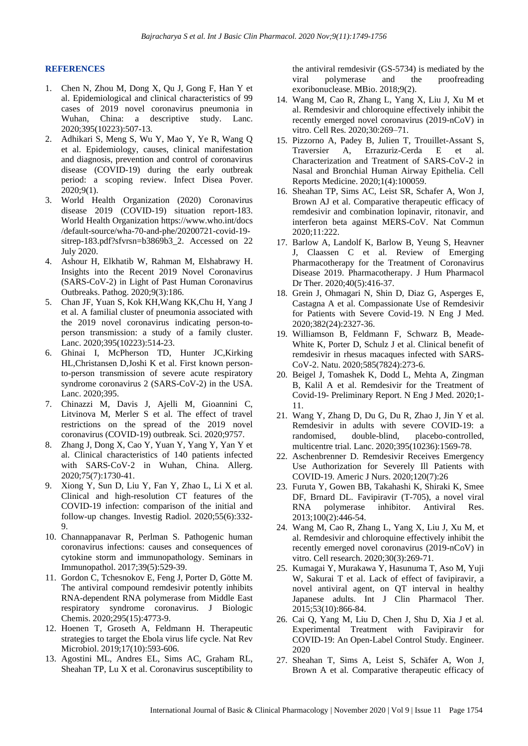## REFERENCES

1. Chen N, Zhou M, Dong X, Qu J, Gong F, Han Y et al. Epidemiological and clinical characteristics of 99 cases of 2019 novel coronavirus pneumonia in Wuhan, China: a descriptive study. Lanc. 2020;395(10223):507-13.
2. Adhikari S, Meng S, Wu Y, Mao Y, Ye R, Wang Q et al. Epidemiology, causes, clinical manifestation and diagnosis, prevention and control of coronavirus disease (COVID-19) during the early outbreak period: a scoping review. Infect Disea Pover. 2020;9(1).
3. World Health Organization (2020) Coronavirus disease 2019 (COVID-19) situation report-183. World Health Organization https://www.who.int/docs/default-source/wha-70-and-phe/20200721-covid-19-sitrep-183.pdf?sfvrsn=b3869b3_2. Accessed on 22 July 2020.
4. Ashour H, Elkhatib W, Rahman M, Elshabrawy H. Insights into the Recent 2019 Novel Coronavirus (SARS-CoV-2) in Light of Past Human Coronavirus Outbreaks. Pathog. 2020;9(3):186.
5. Chan JF, Yuan S, Kok KH,Wang KK,Chu H, Yang J et al. A familial cluster of pneumonia associated with the 2019 novel coronavirus indicating person-to-person transmission: a study of a family cluster. Lanc. 2020;395(10223):514-23.
6. Ghinai I, McPherson TD, Hunter JC,Kirking HL,Christansen D,Joshi K et al. First known person-to-person transmission of severe acute respiratory syndrome coronavirus 2 (SARS-CoV-2) in the USA. Lanc. 2020;395.
7. Chinazzi M, Davis J, Ajelli M, Gioannini C, Litvinova M, Merler S et al. The effect of travel restrictions on the spread of the 2019 novel coronavirus (COVID-19) outbreak. Sci. 2020;9757.
8. Zhang J, Dong X, Cao Y, Yuan Y, Yang Y, Yan Y et al. Clinical characteristics of 140 patients infected with SARS‐CoV‐2 in Wuhan, China. Allerg. 2020;75(7):1730-41.
9. Xiong Y, Sun D, Liu Y, Fan Y, Zhao L, Li X et al. Clinical and high-resolution CT features of the COVID-19 infection: comparison of the initial and follow-up changes. Investig Radiol. 2020;55(6):332-9.
10. Channappanavar R, Perlman S. Pathogenic human coronavirus infections: causes and consequences of cytokine storm and immunopathology. Seminars in Immunopathol. 2017;39(5):529-39.
11. Gordon C, Tchesnokov E, Feng J, Porter D, Götte M. The antiviral compound remdesivir potently inhibits RNA-dependent RNA polymerase from Middle East respiratory syndrome coronavirus. J Biologic Chemis. 2020;295(15):4773-9.
12. Hoenen T, Groseth A, Feldmann H. Therapeutic strategies to target the Ebola virus life cycle. Nat Rev Microbiol. 2019;17(10):593-606.
13. Agostini ML, Andres EL, Sims AC, Graham RL, Sheahan TP, Lu X et al. Coronavirus susceptibility to the antiviral remdesivir (GS-5734) is mediated by the viral polymerase and the proofreading exoribonuclease. MBio. 2018;9(2).
14. Wang M, Cao R, Zhang L, Yang X, Liu J, Xu M et al. Remdesivir and chloroquine effectively inhibit the recently emerged novel coronavirus (2019-nCoV) in vitro. Cell Res. 2020;30:269–71.
15. Pizzorno A, Padey B, Julien T, Trouillet-Assant S, Traversier A, Errazuriz-Cerda E et al. Characterization and Treatment of SARS-CoV-2 in Nasal and Bronchial Human Airway Epithelia. Cell Reports Medicine. 2020;1(4):100059.
16. Sheahan TP, Sims AC, Leist SR, Schafer A, Won J, Brown AJ et al. Comparative therapeutic efficacy of remdesivir and combination lopinavir, ritonavir, and interferon beta against MERS-CoV. Nat Commun 2020;11:222.
17. Barlow A, Landolf K, Barlow B, Yeung S, Heavner J, Claassen C et al. Review of Emerging Pharmacotherapy for the Treatment of Coronavirus Disease 2019. Pharmacotherapy. J Hum Pharmacol Dr Ther. 2020;40(5):416-37.
18. Grein J, Ohmagari N, Shin D, Diaz G, Asperges E, Castagna A et al. Compassionate Use of Remdesivir for Patients with Severe Covid-19. N Eng J Med. 2020;382(24):2327-36.
19. Williamson B, Feldmann F, Schwarz B, Meade-White K, Porter D, Schulz J et al. Clinical benefit of remdesivir in rhesus macaques infected with SARS-CoV-2. Natu. 2020;585(7824):273-6.
20. Beigel J, Tomashek K, Dodd L, Mehta A, Zingman B, Kalil A et al. Remdesivir for the Treatment of Covid-19- Preliminary Report. N Eng J Med. 2020;1-11.
21. Wang Y, Zhang D, Du G, Du R, Zhao J, Jin Y et al. Remdesivir in adults with severe COVID-19: a randomised, double-blind, placebo-controlled, multicentre trial. Lanc. 2020;395(10236):1569-78.
22. Aschenbrenner D. Remdesivir Receives Emergency Use Authorization for Severely Ill Patients with COVID-19. Americ J Nurs. 2020;120(7):26
23. Furuta Y, Gowen BB, Takahashi K, Shiraki K, Smee DF, Brnard DL. Favipiravir (T-705), a novel viral RNA polymerase inhibitor. Antiviral Res. 2013;100(2):446-54.
24. Wang M, Cao R, Zhang L, Yang X, Liu J, Xu M, et al. Remdesivir and chloroquine effectively inhibit the recently emerged novel coronavirus (2019-nCoV) in vitro. Cell research. 2020;30(3):269-71.
25. Kumagai Y, Murakawa Y, Hasunuma T, Aso M, Yuji W, Sakurai T et al. Lack of effect of favipiravir, a novel antiviral agent, on QT interval in healthy Japanese adults. Int J Clin Pharmacol Ther. 2015;53(10):866-84.
26. Cai Q, Yang M, Liu D, Chen J, Shu D, Xia J et al. Experimental Treatment with Favipiravir for COVID-19: An Open-Label Control Study. Engineer. 2020
27. Sheahan T, Sims A, Leist S, Schäfer A, Won J, Brown A et al. Comparative therapeutic efficacy of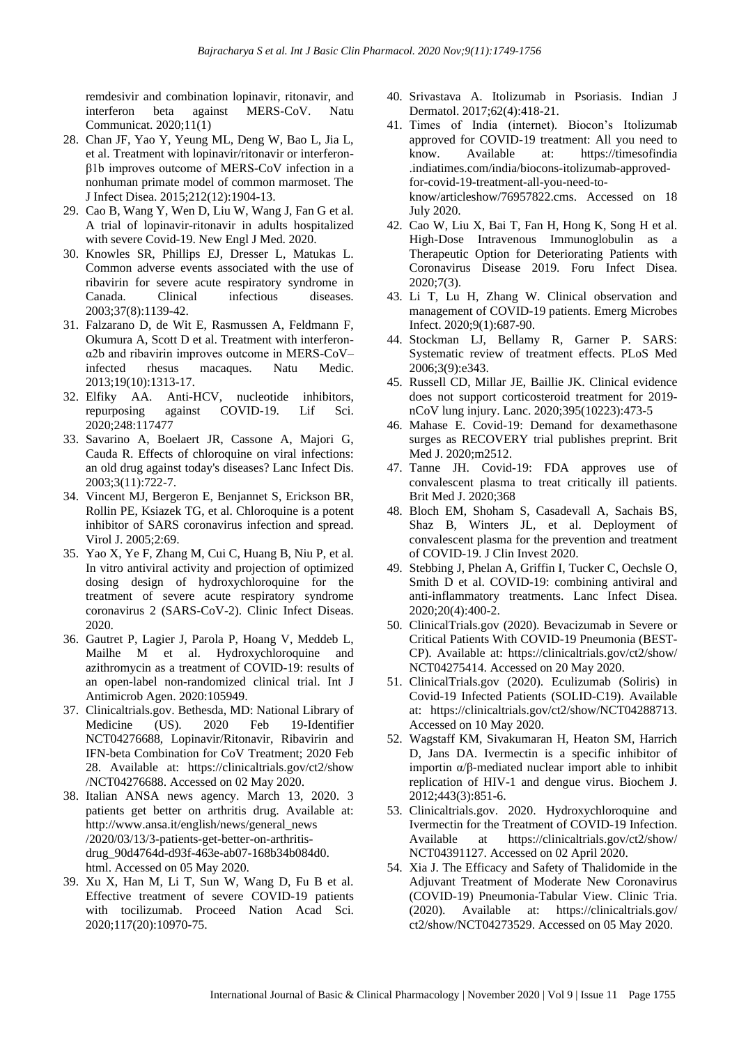remdesivir and combination lopinavir, ritonavir, and interferon beta against MERS-CoV. Natu Communicat. 2020;11(1)

28. Chan JF, Yao Y, Yeung ML, Deng W, Bao L, Jia L, et al. Treatment with lopinavir/ritonavir or interferon-β1b improves outcome of MERS-CoV infection in a nonhuman primate model of common marmoset. The J Infect Disea. 2015;212(12):1904-13.
29. Cao B, Wang Y, Wen D, Liu W, Wang J, Fan G et al. A trial of lopinavir-ritonavir in adults hospitalized with severe Covid-19. New Engl J Med. 2020.
30. Knowles SR, Phillips EJ, Dresser L, Matukas L. Common adverse events associated with the use of ribavirin for severe acute respiratory syndrome in Canada. Clinical infectious diseases. 2003;37(8):1139-42.
31. Falzarano D, de Wit E, Rasmussen A, Feldmann F, Okumura A, Scott D et al. Treatment with interferon-α2b and ribavirin improves outcome in MERS-CoV–infected rhesus macaques. Natu Medic. 2013;19(10):1313-17.
32. Elfiky AA. Anti-HCV, nucleotide inhibitors, repurposing against COVID-19. Lif Sci. 2020;248:117477
33. Savarino A, Boelaert JR, Cassone A, Majori G, Cauda R. Effects of chloroquine on viral infections: an old drug against today's diseases? Lanc Infect Dis. 2003;3(11):722-7.
34. Vincent MJ, Bergeron E, Benjannet S, Erickson BR, Rollin PE, Ksiazek TG, et al. Chloroquine is a potent inhibitor of SARS coronavirus infection and spread. Virol J. 2005;2:69.
35. Yao X, Ye F, Zhang M, Cui C, Huang B, Niu P, et al. In vitro antiviral activity and projection of optimized dosing design of hydroxychloroquine for the treatment of severe acute respiratory syndrome coronavirus 2 (SARS-CoV-2). Clinic Infect Diseas. 2020.
36. Gautret P, Lagier J, Parola P, Hoang V, Meddeb L, Mailhe M et al. Hydroxychloroquine and azithromycin as a treatment of COVID-19: results of an open-label non-randomized clinical trial. Int J Antimicrob Agen. 2020:105949.
37. Clinicaltrials.gov. Bethesda, MD: National Library of Medicine (US). 2020 Feb 19-Identifier NCT04276688, Lopinavir/Ritonavir, Ribavirin and IFN-beta Combination for CoV Treatment; 2020 Feb 28. Available at: https://clinicaltrials.gov/ct2/show/NCT04276688. Accessed on 02 May 2020.
38. Italian ANSA news agency. March 13, 2020. 3 patients get better on arthritis drug. Available at: http://www.ansa.it/english/news/general_news/2020/03/13/3-patients-get-better-on-arthritis-drug_90d4764d-d93f-463e-ab07-168b34b084d0.html. Accessed on 05 May 2020.
39. Xu X, Han M, Li T, Sun W, Wang D, Fu B et al. Effective treatment of severe COVID-19 patients with tocilizumab. Proceed Nation Acad Sci. 2020;117(20):10970-75.
40. Srivastava A. Itolizumab in Psoriasis. Indian J Dermatol. 2017;62(4):418-21.
41. Times of India (internet). Biocon's Itolizumab approved for COVID-19 treatment: All you need to know. Available at: https://timesofindia.indiatimes.com/india/biocons-itolizumab-approved-for-covid-19-treatment-all-you-need-to-know/articleshow/76957822.cms. Accessed on 18 July 2020.
42. Cao W, Liu X, Bai T, Fan H, Hong K, Song H et al. High-Dose Intravenous Immunoglobulin as a Therapeutic Option for Deteriorating Patients with Coronavirus Disease 2019. Foru Infect Disea. 2020;7(3).
43. Li T, Lu H, Zhang W. Clinical observation and management of COVID-19 patients. Emerg Microbes Infect. 2020;9(1):687-90.
44. Stockman LJ, Bellamy R, Garner P. SARS: Systematic review of treatment effects. PLoS Med 2006;3(9):e343.
45. Russell CD, Millar JE, Baillie JK. Clinical evidence does not support corticosteroid treatment for 2019-nCoV lung injury. Lanc. 2020;395(10223):473-5
46. Mahase E. Covid-19: Demand for dexamethasone surges as RECOVERY trial publishes preprint. Brit Med J. 2020;m2512.
47. Tanne JH. Covid-19: FDA approves use of convalescent plasma to treat critically ill patients. Brit Med J. 2020;368
48. Bloch EM, Shoham S, Casadevall A, Sachais BS, Shaz B, Winters JL, et al. Deployment of convalescent plasma for the prevention and treatment of COVID-19. J Clin Invest 2020.
49. Stebbing J, Phelan A, Griffin I, Tucker C, Oechsle O, Smith D et al. COVID-19: combining antiviral and anti-inflammatory treatments. Lanc Infect Disea. 2020;20(4):400-2.
50. ClinicalTrials.gov (2020). Bevacizumab in Severe or Critical Patients With COVID-19 Pneumonia (BEST-CP). Available at: https://clinicaltrials.gov/ct2/show/NCT04275414. Accessed on 20 May 2020.
51. ClinicalTrials.gov (2020). Eculizumab (Soliris) in Covid-19 Infected Patients (SOLID-C19). Available at: https://clinicaltrials.gov/ct2/show/NCT04288713. Accessed on 10 May 2020.
52. Wagstaff KM, Sivakumaran H, Heaton SM, Harrich D, Jans DA. Ivermectin is a specific inhibitor of importin α/β-mediated nuclear import able to inhibit replication of HIV-1 and dengue virus. Biochem J. 2012;443(3):851-6.
53. Clinicaltrials.gov. 2020. Hydroxychloroquine and Ivermectin for the Treatment of COVID-19 Infection. Available at https://clinicaltrials.gov/ct2/show/NCT04391127. Accessed on 02 April 2020.
54. Xia J. The Efficacy and Safety of Thalidomide in the Adjuvant Treatment of Moderate New Coronavirus (COVID-19) Pneumonia-Tabular View. Clinic Tria. (2020). Available at: https://clinicaltrials.gov/ct2/show/NCT04273529. Accessed on 05 May 2020.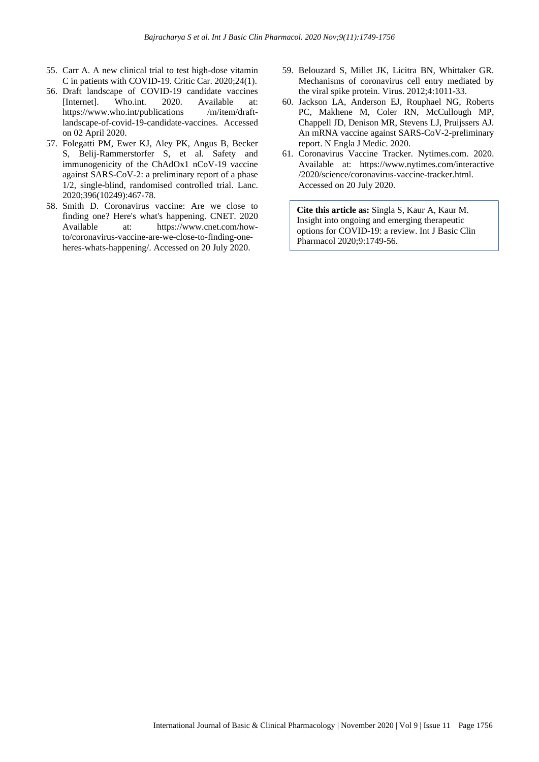55. Carr A. A new clinical trial to test high-dose vitamin C in patients with COVID-19. Critic Car. 2020;24(1).
56. Draft landscape of COVID-19 candidate vaccines [Internet]. Who.int. 2020. Available at: https://www.who.int/publications /m/item/draft-landscape-of-covid-19-candidate-vaccines. Accessed on 02 April 2020.
57. Folegatti PM, Ewer KJ, Aley PK, Angus B, Becker S, Belij-Rammerstorfer S, et al. Safety and immunogenicity of the ChAdOx1 nCoV-19 vaccine against SARS-CoV-2: a preliminary report of a phase 1/2, single-blind, randomised controlled trial. Lanc. 2020;396(10249):467-78.
58. Smith D. Coronavirus vaccine: Are we close to finding one? Here's what's happening. CNET. 2020 Available at: https://www.cnet.com/how-to/coronavirus-vaccine-are-we-close-to-finding-one-heres-whats-happening/. Accessed on 20 July 2020.
59. Belouzard S, Millet JK, Licitra BN, Whittaker GR. Mechanisms of coronavirus cell entry mediated by the viral spike protein. Virus. 2012;4:1011-33.
60. Jackson LA, Anderson EJ, Rouphael NG, Roberts PC, Makhene M, Coler RN, McCullough MP, Chappell JD, Denison MR, Stevens LJ, Pruijssers AJ. An mRNA vaccine against SARS-CoV-2-preliminary report. N Engla J Medic. 2020.
61. Coronavirus Vaccine Tracker. Nytimes.com. 2020. Available at: https://www.nytimes.com/interactive /2020/science/coronavirus-vaccine-tracker.html. Accessed on 20 July 2020.

**Cite this article as:** Singla S, Kaur A, Kaur M. Insight into ongoing and emerging therapeutic options for COVID-19: a review. Int J Basic Clin Pharmacol 2020;9:1749-56.